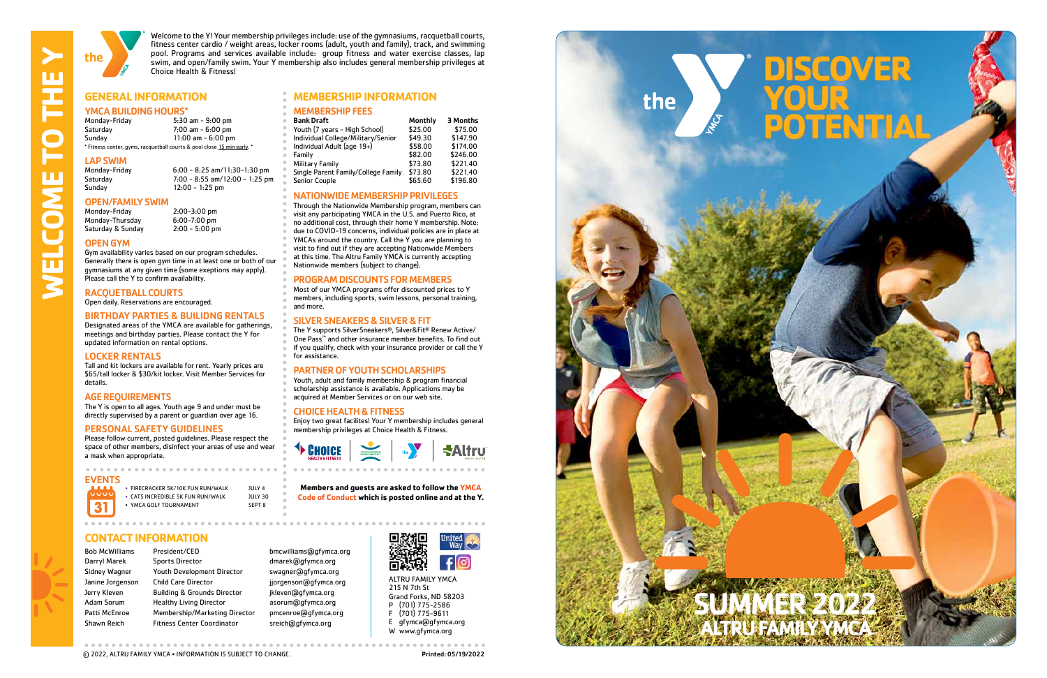# WELCOME TO THE Y

Welcome to the Y! Your membership privileges include: use of the gymnasiums, racquetball courts, fitness center cardio / weight areas, locker rooms (adult, youth and family), track, and swimming pool. Programs and services available include: group fitness and water exercise classes, lap swim, and open/family swim. Your Y membership also includes general membership privileges at Choice Health & Fitness!

## GENERAL INFORMATION

### YMCA BUILDING HOURS*

| | |
|---|---|
| Monday-Friday | 5:30 am - 9:00 pm |
| Saturday | 7:00 am - 6:00 pm |
| Sunday | 11:00 am - 6:00 pm |

* Fitness center, gyms, racquetball courts & pool close 15 min early. *

### LAP SWIM

| | |
|---|---|
| Monday-Friday | 6:00 - 8:25 am/11:30-1:30 pm |
| Saturday | 7:00 - 8:55 am/12:00 - 1:25 pm |
| Sunday | 12:00 - 1:25 pm |

### OPEN/FAMILY SWIM

| | |
|---|---|
| Monday-Friday | 2:00-3:00 pm |
| Monday-Thursday | 6:00-7:00 pm |
| Saturday & Sunday | 2:00 - 5:00 pm |

### OPEN GYM

Gym availability varies based on our program schedules. Generally there is open gym time in at least one or both of our gymnasiums at any given time (some exeptions may apply). Please call the Y to confirm availability.

### RACQUETBALL COURTS

Open daily. Reservations are encouraged.

### BIRTHDAY PARTIES & BUILIDNG RENTALS

Designated areas of the YMCA are available for gatherings, meetings and birthday parties. Please contact the Y for updated information on rental options.

### LOCKER RENTALS

Tall and kit lockers are available for rent. Yearly prices are $65/tall locker & $30/kit locker. Visit Member Services for details.

### AGE REQUIREMENTS

The Y is open to all ages. Youth age 9 and under must be directly supervised by a parent or guardian over age 16.

### PERSONAL SAFETY GUIDELINES

Please follow current, posted guidelines. Please respect the space of other members, disinfect your areas of use and wear a mask when appropriate.

## EVENTS

- FIRECRACKER 5K/10K FUN RUN/WALK — JULY 4
- CATS INCREDIBLE 5K FUN RUN/WALK — JULY 30
- YMCA GOLF TOURNAMENT — SEPT 8

## MEMBERSHIP INFORMATION

### MEMBERSHIP FEES

| Bank Draft | Monthly | 3 Months |
|---|---|---|
| Youth (7 years - High School) | $25.00 | $75.00 |
| Individual College/Military/Senior | $49.30 | $147.90 |
| Individual Adult (age 19+) | $58.00 | $174.00 |
| Family | $82.00 | $246.00 |
| Military Family | $73.80 | $221.40 |
| Single Parent Family/College Family | $73.80 | $221.40 |
| Senior Couple | $65.60 | $196.80 |

### NATIONWIDE MEMBERSHIP PRIVILEGES

Through the Nationwide Membership program, members can visit any participating YMCA in the U.S. and Puerto Rico, at no additional cost, through their home Y membership. Note: due to COVID-19 concerns, individual policies are in place at YMCAs around the country. Call the Y you are planning to visit to find out if they are accepting Nationwide Members at this time. The Altru Family YMCA is currently accepting Nationwide members (subject to change).

### PROGRAM DISCOUNTS FOR MEMBERS

Most of our YMCA programs offer discounted prices to Y members, including sports, swim lessons, personal training, and more.

### SILVER SNEAKERS & SILVER & FIT

The Y supports SilverSneakers®, Silver&Fit® Renew Active/ One Pass™ and other insurance member benefits. To find out if you qualify, check with your insurance provider or call the Y for assistance.

### PARTNER OF YOUTH SCHOLARSHIPS

Youth, adult and family membership & program financial scholarship assistance is available. Applications may be acquired at Member Services or on our web site.

### CHOICE HEALTH & FITNESS

Enjoy two great facilites! Your Y membership includes general membership privileges at Choice Health & Fitness.

**Members and guests are asked to follow the YMCA Code of Conduct which is posted online and at the Y.**

## CONTACT INFORMATION

| | | |
|---|---|---|
| Bob McWilliams | President/CEO | bmcwilliams@gfymca.org |
| Darryl Marek | Sports Director | dmarek@gfymca.org |
| Sidney Wagner | Youth Development Director | swagner@gfymca.org |
| Janine Jorgenson | Child Care Director | jjorgenson@gfymca.org |
| Jerry Kleven | Building & Grounds Director | jkleven@gfymca.org |
| Adam Sorum | Healthy Living Director | asorum@gfymca.org |
| Patti McEnroe | Membership/Marketing Director | pmcenroe@gfymca.org |
| Shawn Reich | Fitness Center Coordinator | sreich@gfymca.org |

ALTRU FAMILY YMCA
215 N 7th St
Grand Forks, ND 58203
P (701) 775-2586
F (701) 775-9611
E gfymca@gfymca.org
W www.gfymca.org

© 2022, ALTRU FAMILY YMCA • INFORMATION IS SUBJECT TO CHANGE.

Printed: 05/19/2022

# DISCOVER YOUR POTENTIAL

# SUMMER 2022

## ALTRU FAMILY YMCA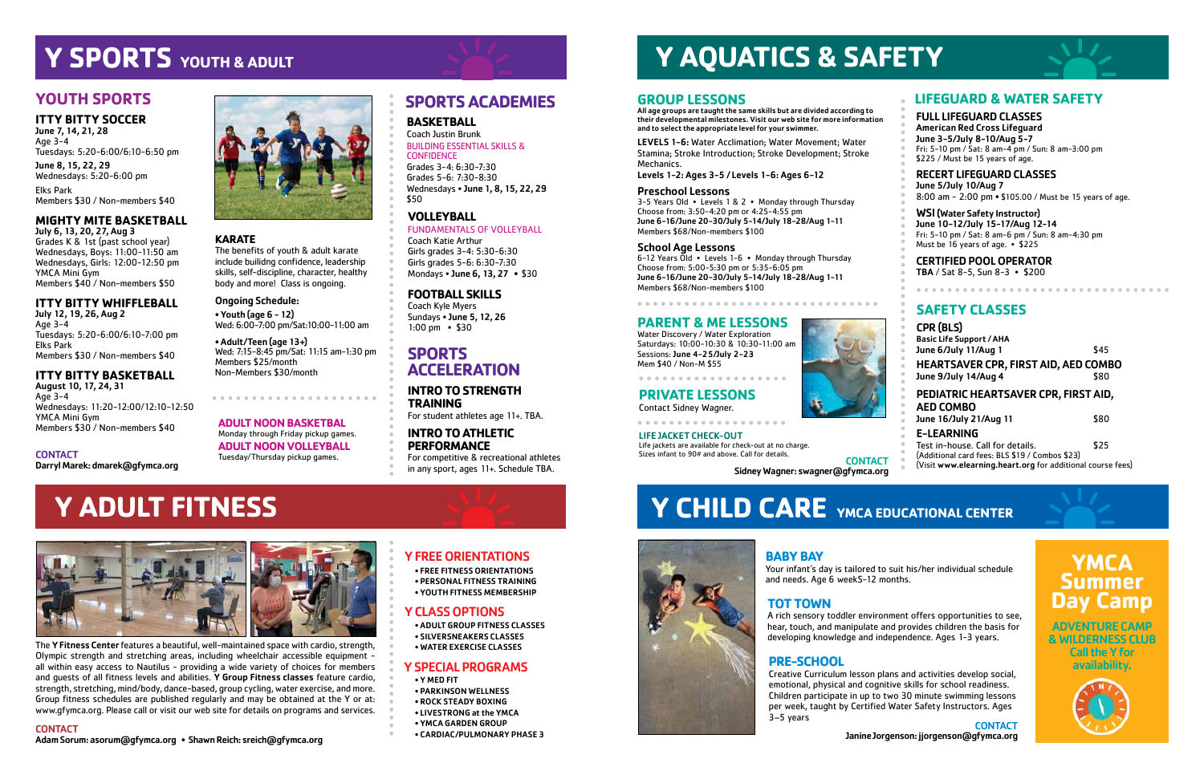# Y SPORTS YOUTH & ADULT

## YOUTH SPORTS

### ITTY BITTY SOCCER

**June 7, 14, 21, 28**
Age 3-4
Tuesdays: 5:20-6:00/6:10-6:50 pm

**June 8, 15, 22, 29**
Wednesdays: 5:20-6:00 pm

Elks Park
Members $30 / Non-members $40

### MIGHTY MITE BASKETBALL

**July 6, 13, 20, 27, Aug 3**
Grades K & 1st (past school year)
Wednesdays, Boys: 11:00-11:50 am
Wednesdays, Girls: 12:00-12:50 pm
YMCA Mini Gym
Members $40 / Non-members $50

### ITTY BITTY WHIFFLEBALL

**July 12, 19, 26, Aug 2**
Age 3-4
Tuesdays: 5:20-6:00/6:10-7:00 pm
Elks Park
Members $30 / Non-members $40

### ITTY BITTY BASKETBALL

**August 10, 17, 24, 31**
Age 3-4
Wednesdays: 11:20-12:00/12:10-12:50
YMCA Mini Gym
Members $30 / Non-members $40

**CONTACT**
Darryl Marek: dmarek@gfymca.org

### KARATE

The benefits of youth & adult karate include builidng confidence, leadership skills, self-discipline, character, healthy body and more! Class is ongoing.

**Ongoing Schedule:**

**• Youth (age 6 - 12)**
Wed: 6:00-7:00 pm/Sat:10:00-11:00 am

**• Adult/Teen (age 13+)**
Wed: 7:15-8:45 pm/Sat: 11:15 am-1:30 pm
Members $25/month
Non-Members $30/month

**ADULT NOON BASKETBAL**
Monday through Friday pickup games.

**ADULT NOON VOLLEYBALL**
Tuesday/Thursday pickup games.

## SPORTS ACADEMIES

### BASKETBALL

Coach Justin Brunk
BUILDING ESSENTIAL SKILLS & CONFIDENCE
Grades 3-4: 6:30-7:30
Grades 5-6: 7:30-8:30
Wednesdays • **June 1, 8, 15, 22, 29**
$50

### VOLLEYBALL

FUNDAMENTALS OF VOLLEYBALL
Coach Katie Arthur
Girls grades 3-4: 5:30-6:30
Girls grades 5-6: 6:30-7:30
Mondays • **June 6, 13, 27** • $30

### FOOTBALL SKILLS

Coach Kyle Myers
Sundays • **June 5, 12, 26**
1:00 pm • $30

## SPORTS ACCELERATION

### INTRO TO STRENGTH TRAINING

For student athletes age 11+. TBA.

### INTRO TO ATHLETIC PERFORMANCE

For competitive & recreational athletes in any sport, ages 11+. Schedule TBA.

# Y AQUATICS & SAFETY

## GROUP LESSONS

**All age groups are taught the same skills but are divided according to their developmental milestones. Visit our web site for more information and to select the appropriate level for your swimmer.**

**LEVELS 1-6:** Water Acclimation; Water Movement; Water Stamina; Stroke Introduction; Stroke Development; Stroke Mechanics.

**Levels 1-2: Ages 3-5 / Levels 1-6: Ages 6-12**

### Preschool Lessons

3-5 Years Old • Levels 1 & 2 • Monday through Thursday
Choose from: 3:50-4:20 pm or 4:25-4:55 pm
**June 6-16/June 20-30/July 5-14/July 18-28/Aug 1-11**
Members $68/Non-members $100

### School Age Lessons

6-12 Years Old • Levels 1-6 • Monday through Thursday
Choose from: 5:00-5:30 pm or 5:35-6:05 pm
**June 6-16/June 20-30/July 5-14/July 18-28/Aug 1-11**
Members $68/Non-members $100

## PARENT & ME LESSONS

Water Discovery / Water Exploration
Saturdays: 10:00-10:30 & 10:30-11:00 am
Sessions: **June 4-25/July 2-23**
Mem $40 / Non-M $55

## PRIVATE LESSONS

Contact Sidney Wagner.

**LIFE JACKET CHECK-OUT**
Life jackets are available for check-out at no charge. Sizes infant to 90# and above. Call for details.

**CONTACT**
Sidney Wagner: swagner@gfymca.org

## LIFEGUARD & WATER SAFETY

### FULL LIFEGUARD CLASSES

**American Red Cross Lifeguard**
**June 3-5/July 8-10/Aug 5-7**
Fri: 5-10 pm / Sat: 8 am-4 pm / Sun: 8 am-3:00 pm
$225 / Must be 15 years of age.

### RECERT LIFEGUARD CLASSES

**June 5/July 10/Aug 7**
8:00 am - 2:00 pm • $105.00 / Must be 15 years of age.

### WSI (Water Safety Instructor)

**June 10-12/July 15-17/Aug 12-14**
Fri: 5-10 pm / Sat: 8 am-6 pm / Sun: 8 am-4:30 pm
Must be 16 years of age. • $225

### CERTIFIED POOL OPERATOR

**TBA** / Sat 8-5, Sun 8-3 • $200

## SAFETY CLASSES

### CPR (BLS)

**Basic Life Support / AHA**
**June 6/July 11/Aug 1** $45

### HEARTSAVER CPR, FIRST AID, AED COMBO

**June 9/July 14/Aug 4** $80

### PEDIATRIC HEARTSAVER CPR, FIRST AID, AED COMBO

**June 16/July 21/Aug 11** $80

### E-LEARNING

Test in-house. Call for details. $25
(Additional card fees: BLS $19 / Combos $23)
(Visit **www.elearning.heart.org** for additional course fees)

# Y ADULT FITNESS

The **Y Fitness Center** features a beautiful, well-maintained space with cardio, strength, Olympic strength and stretching areas, including wheelchair accessible equipment - all within easy access to Nautilus - providing a wide variety of choices for members and guests of all fitness levels and abilities. **Y Group Fitness classes** feature cardio, strength, stretching, mind/body, dance-based, group cycling, water exercise, and more. Group fitness schedules are published regularly and may be obtained at the Y or at: www.gfymca.org. Please call or visit our web site for details on programs and services.

**CONTACT**
Adam Sorum: asorum@gfymca.org • Shawn Reich: sreich@gfymca.org

## Y FREE ORIENTATIONS

- FREE FITNESS ORIENTATIONS
- PERSONAL FITNESS TRAINING
- YOUTH FITNESS MEMBERSHIP

## Y CLASS OPTIONS

- ADULT GROUP FITNESS CLASSES
- SILVERSNEAKERS CLASSES
- WATER EXERCISE CLASSES

## Y SPECIAL PROGRAMS

- Y MED FIT
- PARKINSON WELLNESS
- ROCK STEADY BOXING
- LIVESTRONG at the YMCA
- YMCA GARDEN GROUP
- CARDIAC/PULMONARY PHASE 3

# Y CHILD CARE YMCA EDUCATIONAL CENTER

## BABY BAY

Your infant's day is tailored to suit his/her individual schedule and needs. Age 6 weekS-12 months.

## TOT TOWN

A rich sensory toddler environment offers opportunities to see, hear, touch, and manipulate and provides children the basis for developing knowledge and independence. Ages 1-3 years.

## PRE-SCHOOL

Creative Curriculum lesson plans and activities develop social, emotional, physical and cognitive skills for school readiness. Children participate in up to two 30 minute swimming lessons per week, taught by Certified Water Safety Instructors. Ages 3–5 years

**CONTACT**
Janine Jorgenson: jjorgenson@gfymca.org

## YMCA Summer Day Camp

**ADVENTURE CAMP & WILDERNESS CLUB**
**Call the Y for availability.**